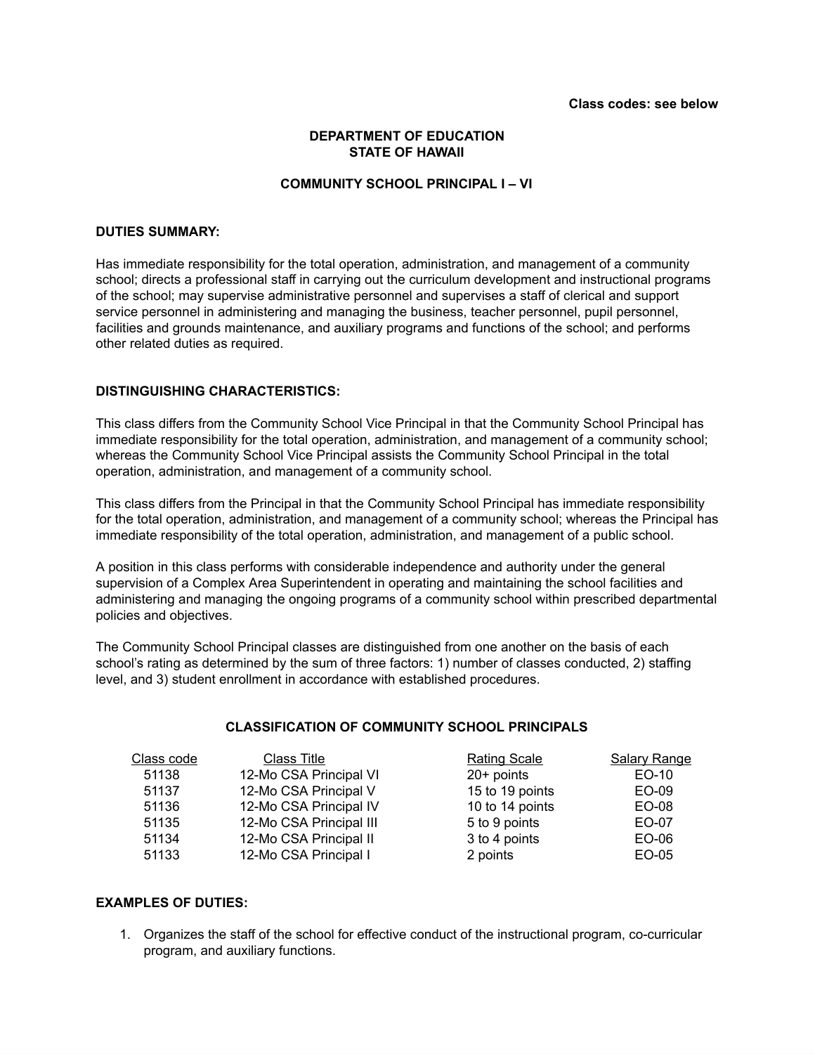**Class codes: see below**

**DEPARTMENT OF EDUCATION**
**STATE OF HAWAII**

**COMMUNITY SCHOOL PRINCIPAL I – VI**

**DUTIES SUMMARY:**

Has immediate responsibility for the total operation, administration, and management of a community school; directs a professional staff in carrying out the curriculum development and instructional programs of the school; may supervise administrative personnel and supervises a staff of clerical and support service personnel in administering and managing the business, teacher personnel, pupil personnel, facilities and grounds maintenance, and auxiliary programs and functions of the school; and performs other related duties as required.

**DISTINGUISHING CHARACTERISTICS:**

This class differs from the Community School Vice Principal in that the Community School Principal has immediate responsibility for the total operation, administration, and management of a community school; whereas the Community School Vice Principal assists the Community School Principal in the total operation, administration, and management of a community school.

This class differs from the Principal in that the Community School Principal has immediate responsibility for the total operation, administration, and management of a community school; whereas the Principal has immediate responsibility of the total operation, administration, and management of a public school.

A position in this class performs with considerable independence and authority under the general supervision of a Complex Area Superintendent in operating and maintaining the school facilities and administering and managing the ongoing programs of a community school within prescribed departmental policies and objectives.

The Community School Principal classes are distinguished from one another on the basis of each school's rating as determined by the sum of three factors: 1) number of classes conducted, 2) staffing level, and 3) student enrollment in accordance with established procedures.

**CLASSIFICATION OF COMMUNITY SCHOOL PRINCIPALS**

| Class code | Class Title | Rating Scale | Salary Range |
|---|---|---|---|
| 51138 | 12-Mo CSA Principal VI | 20+ points | EO-10 |
| 51137 | 12-Mo CSA Principal V | 15 to 19 points | EO-09 |
| 51136 | 12-Mo CSA Principal IV | 10 to 14 points | EO-08 |
| 51135 | 12-Mo CSA Principal III | 5 to 9 points | EO-07 |
| 51134 | 12-Mo CSA Principal II | 3 to 4 points | EO-06 |
| 51133 | 12-Mo CSA Principal I | 2 points | EO-05 |

**EXAMPLES OF DUTIES:**

1. Organizes the staff of the school for effective conduct of the instructional program, co-curricular program, and auxiliary functions.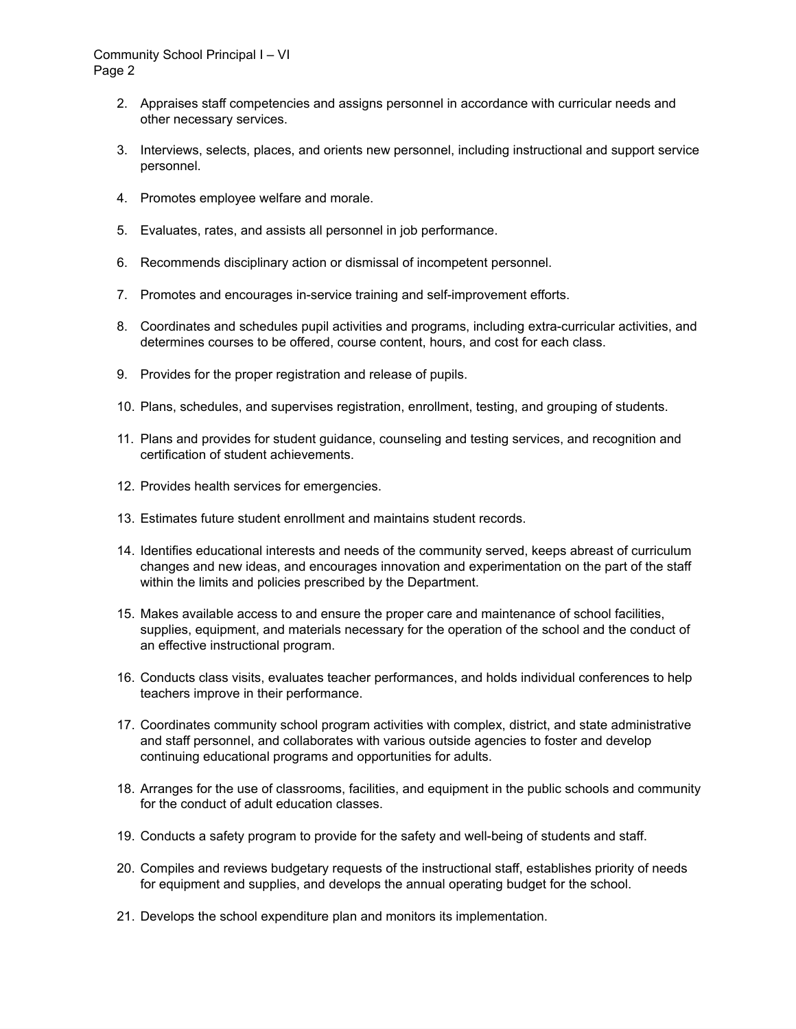2. Appraises staff competencies and assigns personnel in accordance with curricular needs and other necessary services.

3. Interviews, selects, places, and orients new personnel, including instructional and support service personnel.

4. Promotes employee welfare and morale.

5. Evaluates, rates, and assists all personnel in job performance.

6. Recommends disciplinary action or dismissal of incompetent personnel.

7. Promotes and encourages in-service training and self-improvement efforts.

8. Coordinates and schedules pupil activities and programs, including extra-curricular activities, and determines courses to be offered, course content, hours, and cost for each class.

9. Provides for the proper registration and release of pupils.

10. Plans, schedules, and supervises registration, enrollment, testing, and grouping of students.

11. Plans and provides for student guidance, counseling and testing services, and recognition and certification of student achievements.

12. Provides health services for emergencies.

13. Estimates future student enrollment and maintains student records.

14. Identifies educational interests and needs of the community served, keeps abreast of curriculum changes and new ideas, and encourages innovation and experimentation on the part of the staff within the limits and policies prescribed by the Department.

15. Makes available access to and ensure the proper care and maintenance of school facilities, supplies, equipment, and materials necessary for the operation of the school and the conduct of an effective instructional program.

16. Conducts class visits, evaluates teacher performances, and holds individual conferences to help teachers improve in their performance.

17. Coordinates community school program activities with complex, district, and state administrative and staff personnel, and collaborates with various outside agencies to foster and develop continuing educational programs and opportunities for adults.

18. Arranges for the use of classrooms, facilities, and equipment in the public schools and community for the conduct of adult education classes.

19. Conducts a safety program to provide for the safety and well-being of students and staff.

20. Compiles and reviews budgetary requests of the instructional staff, establishes priority of needs for equipment and supplies, and develops the annual operating budget for the school.

21. Develops the school expenditure plan and monitors its implementation.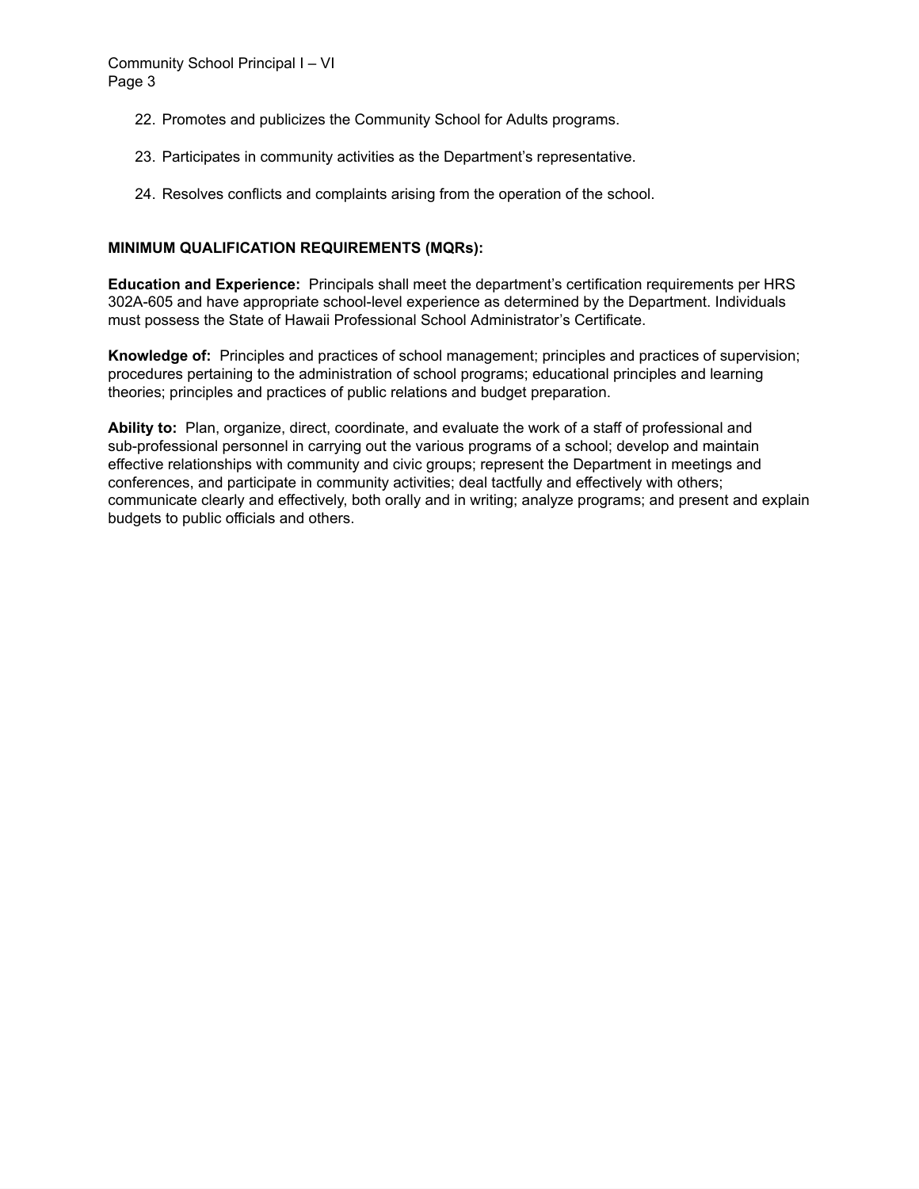22. Promotes and publicizes the Community School for Adults programs.

23. Participates in community activities as the Department's representative.

24. Resolves conflicts and complaints arising from the operation of the school.

**MINIMUM QUALIFICATION REQUIREMENTS (MQRs):**

**Education and Experience:** Principals shall meet the department's certification requirements per HRS 302A-605 and have appropriate school-level experience as determined by the Department. Individuals must possess the State of Hawaii Professional School Administrator's Certificate.

**Knowledge of:** Principles and practices of school management; principles and practices of supervision; procedures pertaining to the administration of school programs; educational principles and learning theories; principles and practices of public relations and budget preparation.

**Ability to:** Plan, organize, direct, coordinate, and evaluate the work of a staff of professional and sub-professional personnel in carrying out the various programs of a school; develop and maintain effective relationships with community and civic groups; represent the Department in meetings and conferences, and participate in community activities; deal tactfully and effectively with others; communicate clearly and effectively, both orally and in writing; analyze programs; and present and explain budgets to public officials and others.